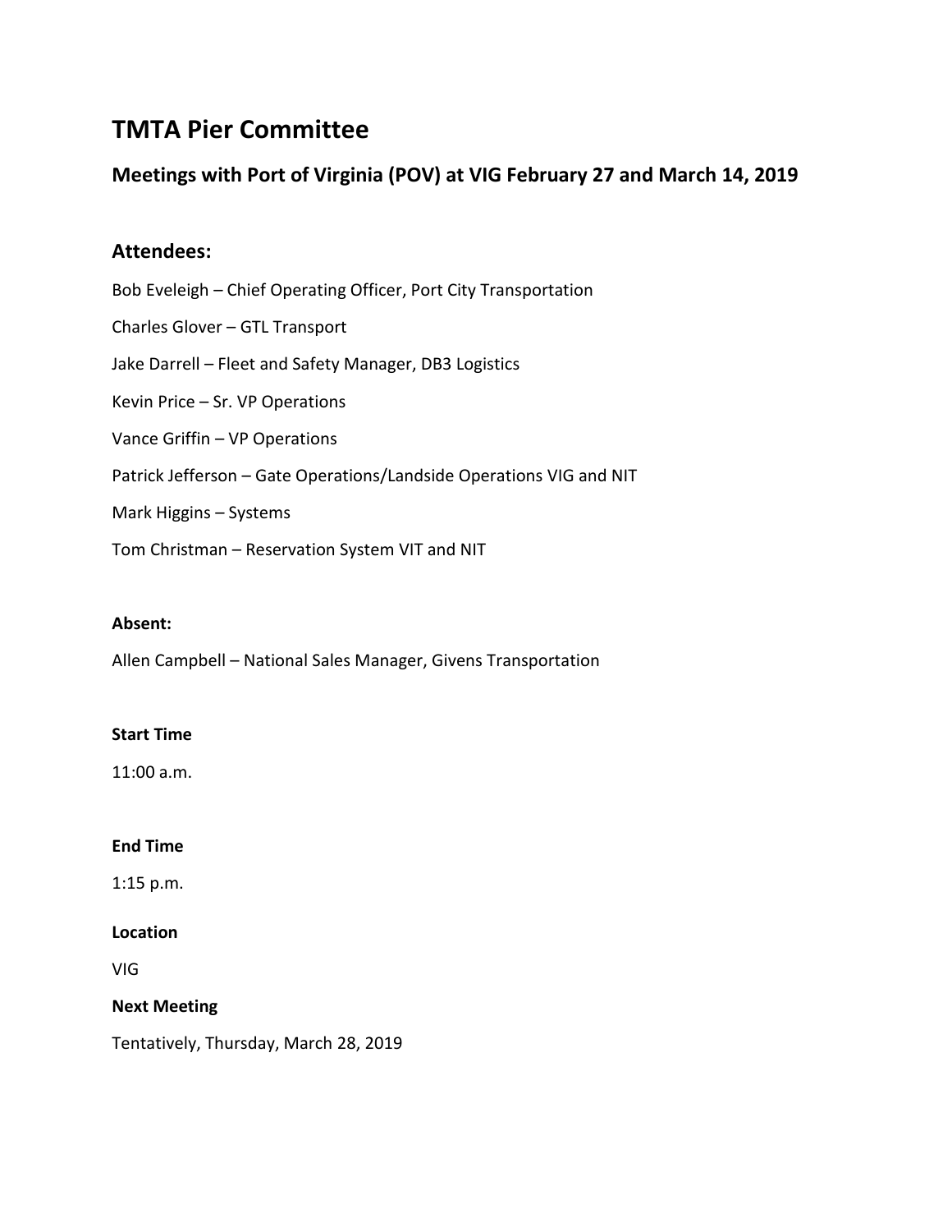# TMTA Pier Committee

## Meetings with Port of Virginia (POV) at VIG February 27 and March 14, 2019

## Attendees:

Bob Eveleigh – Chief Operating Officer, Port City Transportation

Charles Glover – GTL Transport

Jake Darrell – Fleet and Safety Manager, DB3 Logistics

Kevin Price – Sr. VP Operations

Vance Griffin – VP Operations

Patrick Jefferson – Gate Operations/Landside Operations VIG and NIT

Mark Higgins – Systems

Tom Christman – Reservation System VIT and NIT

**Absent:**

Allen Campbell – National Sales Manager, Givens Transportation

**Start Time**

11:00 a.m.

**End Time**

1:15 p.m.

**Location**

VIG

**Next Meeting**

Tentatively, Thursday, March 28, 2019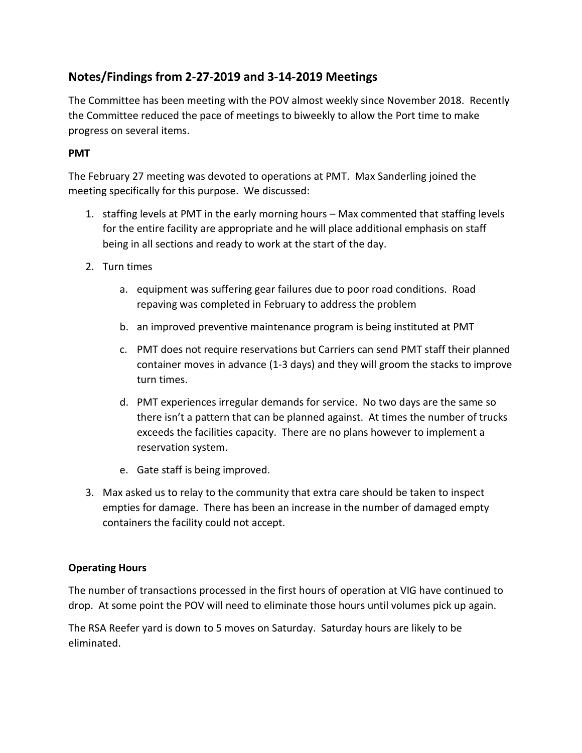## Notes/Findings from 2-27-2019 and 3-14-2019 Meetings

The Committee has been meeting with the POV almost weekly since November 2018. Recently the Committee reduced the pace of meetings to biweekly to allow the Port time to make progress on several items.

**PMT**

The February 27 meeting was devoted to operations at PMT. Max Sanderling joined the meeting specifically for this purpose. We discussed:

1. staffing levels at PMT in the early morning hours – Max commented that staffing levels for the entire facility are appropriate and he will place additional emphasis on staff being in all sections and ready to work at the start of the day.
2. Turn times
   a. equipment was suffering gear failures due to poor road conditions. Road repaving was completed in February to address the problem
   b. an improved preventive maintenance program is being instituted at PMT
   c. PMT does not require reservations but Carriers can send PMT staff their planned container moves in advance (1-3 days) and they will groom the stacks to improve turn times.
   d. PMT experiences irregular demands for service. No two days are the same so there isn't a pattern that can be planned against. At times the number of trucks exceeds the facilities capacity. There are no plans however to implement a reservation system.
   e. Gate staff is being improved.
3. Max asked us to relay to the community that extra care should be taken to inspect empties for damage. There has been an increase in the number of damaged empty containers the facility could not accept.

**Operating Hours**

The number of transactions processed in the first hours of operation at VIG have continued to drop. At some point the POV will need to eliminate those hours until volumes pick up again.

The RSA Reefer yard is down to 5 moves on Saturday. Saturday hours are likely to be eliminated.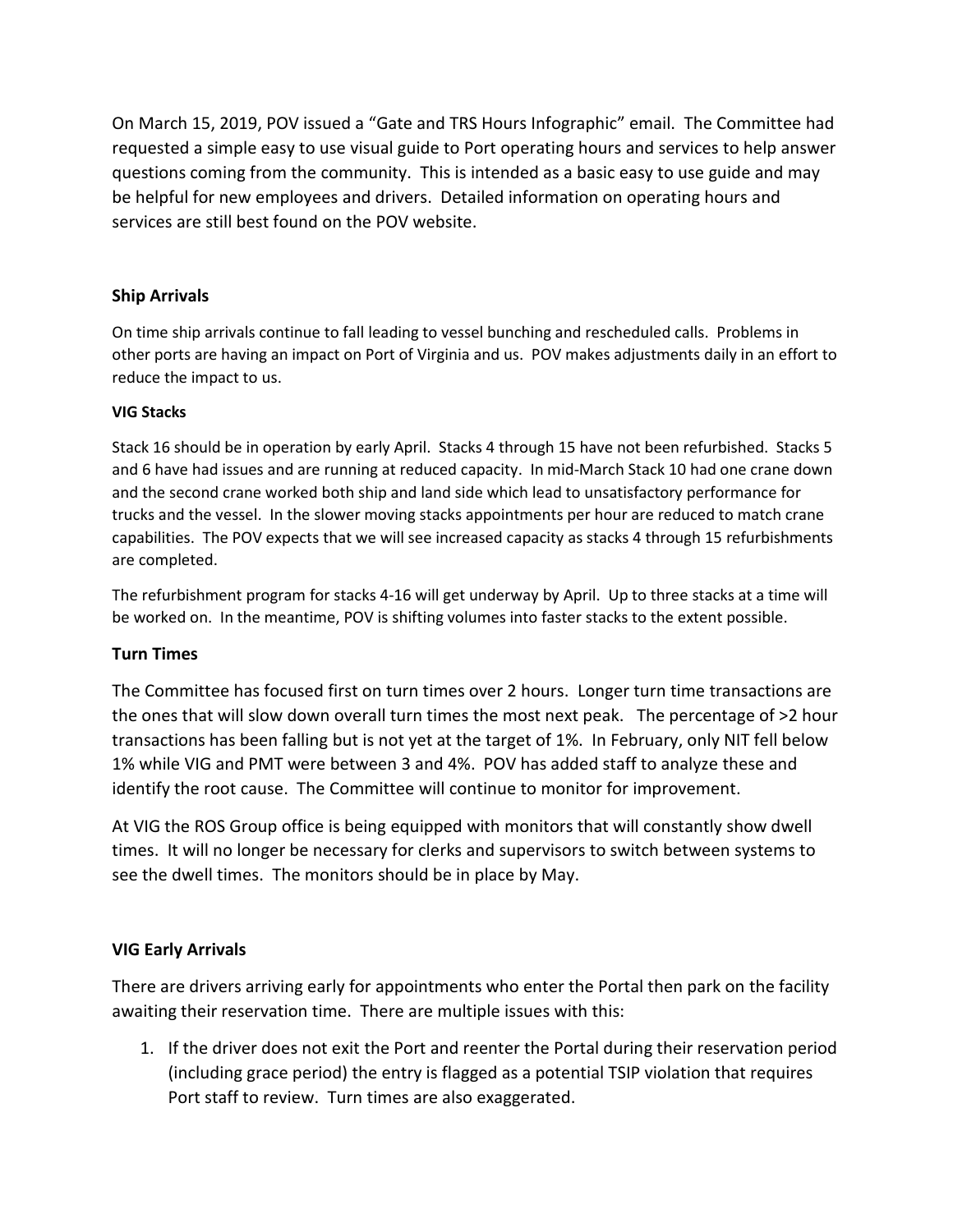On March 15, 2019, POV issued a "Gate and TRS Hours Infographic" email. The Committee had requested a simple easy to use visual guide to Port operating hours and services to help answer questions coming from the community. This is intended as a basic easy to use guide and may be helpful for new employees and drivers. Detailed information on operating hours and services are still best found on the POV website.

## Ship Arrivals

On time ship arrivals continue to fall leading to vessel bunching and rescheduled calls. Problems in other ports are having an impact on Port of Virginia and us. POV makes adjustments daily in an effort to reduce the impact to us.

### VIG Stacks

Stack 16 should be in operation by early April. Stacks 4 through 15 have not been refurbished. Stacks 5 and 6 have had issues and are running at reduced capacity. In mid-March Stack 10 had one crane down and the second crane worked both ship and land side which lead to unsatisfactory performance for trucks and the vessel. In the slower moving stacks appointments per hour are reduced to match crane capabilities. The POV expects that we will see increased capacity as stacks 4 through 15 refurbishments are completed.

The refurbishment program for stacks 4-16 will get underway by April. Up to three stacks at a time will be worked on. In the meantime, POV is shifting volumes into faster stacks to the extent possible.

## Turn Times

The Committee has focused first on turn times over 2 hours. Longer turn time transactions are the ones that will slow down overall turn times the most next peak. The percentage of >2 hour transactions has been falling but is not yet at the target of 1%. In February, only NIT fell below 1% while VIG and PMT were between 3 and 4%. POV has added staff to analyze these and identify the root cause. The Committee will continue to monitor for improvement.

At VIG the ROS Group office is being equipped with monitors that will constantly show dwell times. It will no longer be necessary for clerks and supervisors to switch between systems to see the dwell times. The monitors should be in place by May.

## VIG Early Arrivals

There are drivers arriving early for appointments who enter the Portal then park on the facility awaiting their reservation time. There are multiple issues with this:

1. If the driver does not exit the Port and reenter the Portal during their reservation period (including grace period) the entry is flagged as a potential TSIP violation that requires Port staff to review. Turn times are also exaggerated.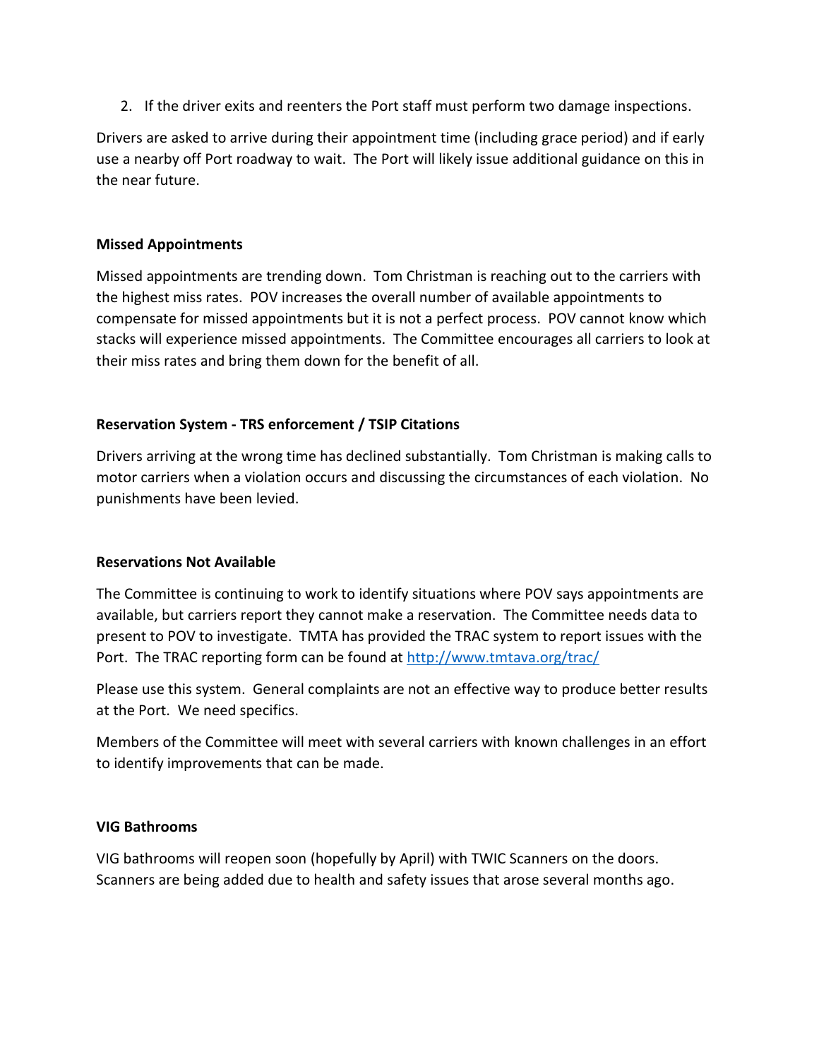2. If the driver exits and reenters the Port staff must perform two damage inspections.

Drivers are asked to arrive during their appointment time (including grace period) and if early use a nearby off Port roadway to wait. The Port will likely issue additional guidance on this in the near future.

**Missed Appointments**

Missed appointments are trending down. Tom Christman is reaching out to the carriers with the highest miss rates. POV increases the overall number of available appointments to compensate for missed appointments but it is not a perfect process. POV cannot know which stacks will experience missed appointments. The Committee encourages all carriers to look at their miss rates and bring them down for the benefit of all.

**Reservation System - TRS enforcement / TSIP Citations**

Drivers arriving at the wrong time has declined substantially. Tom Christman is making calls to motor carriers when a violation occurs and discussing the circumstances of each violation. No punishments have been levied.

**Reservations Not Available**

The Committee is continuing to work to identify situations where POV says appointments are available, but carriers report they cannot make a reservation. The Committee needs data to present to POV to investigate. TMTA has provided the TRAC system to report issues with the Port. The TRAC reporting form can be found at [http://www.tmtava.org/trac/](http://www.tmtava.org/trac/)

Please use this system. General complaints are not an effective way to produce better results at the Port. We need specifics.

Members of the Committee will meet with several carriers with known challenges in an effort to identify improvements that can be made.

**VIG Bathrooms**

VIG bathrooms will reopen soon (hopefully by April) with TWIC Scanners on the doors. Scanners are being added due to health and safety issues that arose several months ago.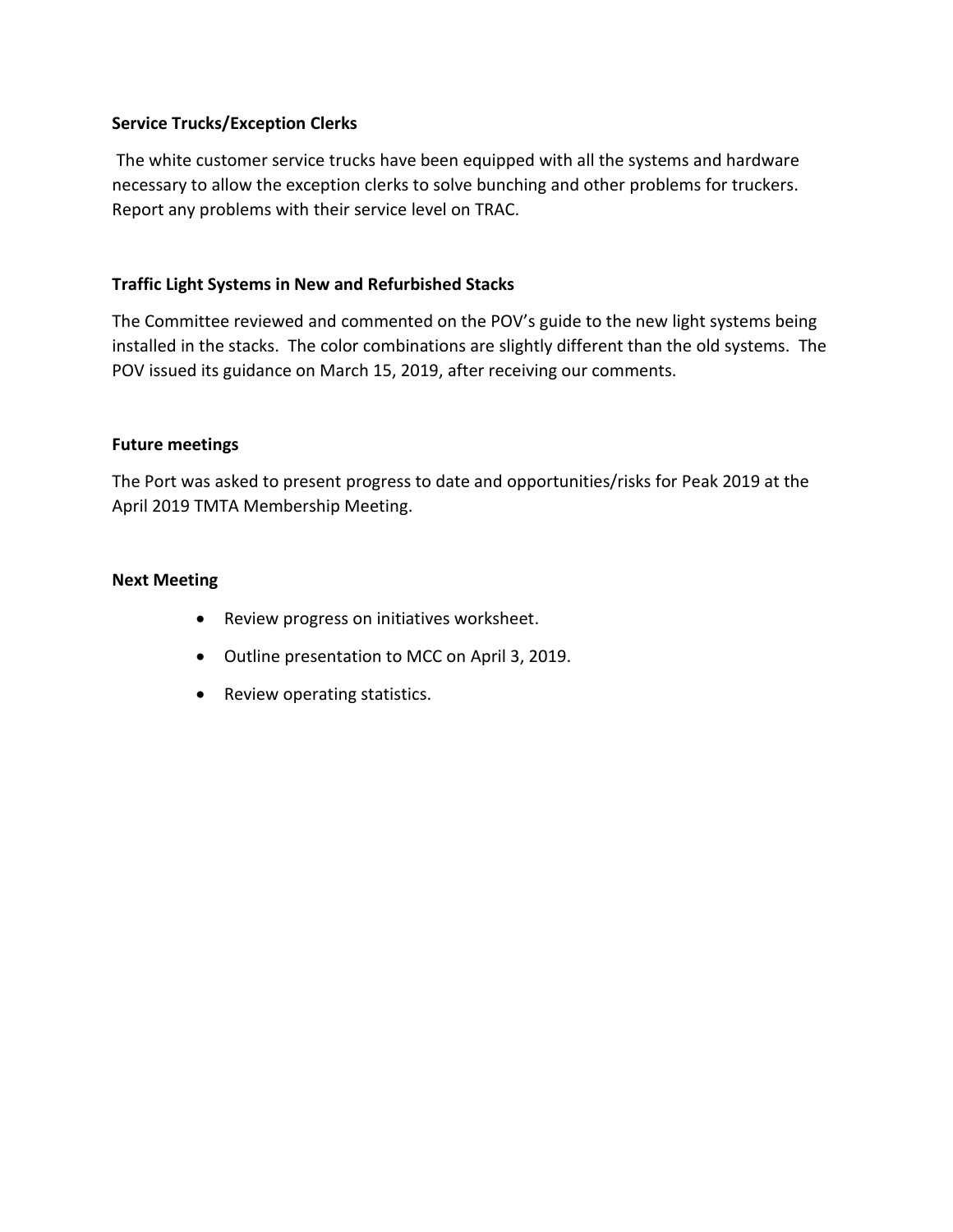**Service Trucks/Exception Clerks**

The white customer service trucks have been equipped with all the systems and hardware necessary to allow the exception clerks to solve bunching and other problems for truckers. Report any problems with their service level on TRAC.

**Traffic Light Systems in New and Refurbished Stacks**

The Committee reviewed and commented on the POV's guide to the new light systems being installed in the stacks. The color combinations are slightly different than the old systems. The POV issued its guidance on March 15, 2019, after receiving our comments.

**Future meetings**

The Port was asked to present progress to date and opportunities/risks for Peak 2019 at the April 2019 TMTA Membership Meeting.

**Next Meeting**

- Review progress on initiatives worksheet.
- Outline presentation to MCC on April 3, 2019.
- Review operating statistics.